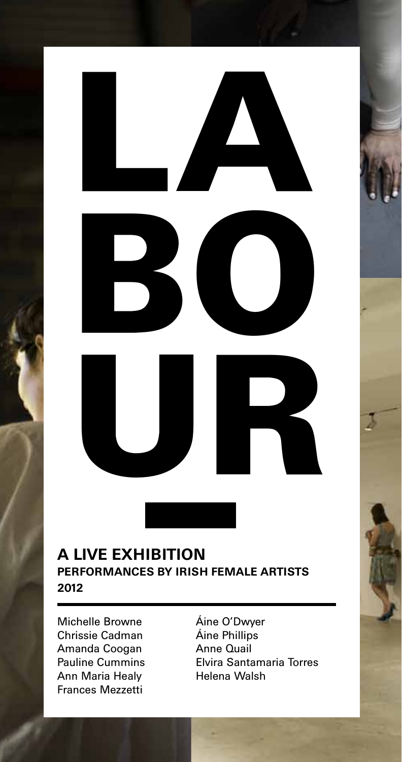# LABOUR

**A LIVE EXHIBITION**
**PERFORMANCES BY IRISH FEMALE ARTISTS**
**2012**

Michelle Browne
Chrissie Cadman
Amanda Coogan
Pauline Cummins
Ann Maria Healy
Frances Mezzetti
Áine O'Dwyer
Áine Phillips
Anne Quail
Elvira Santamaria Torres
Helena Walsh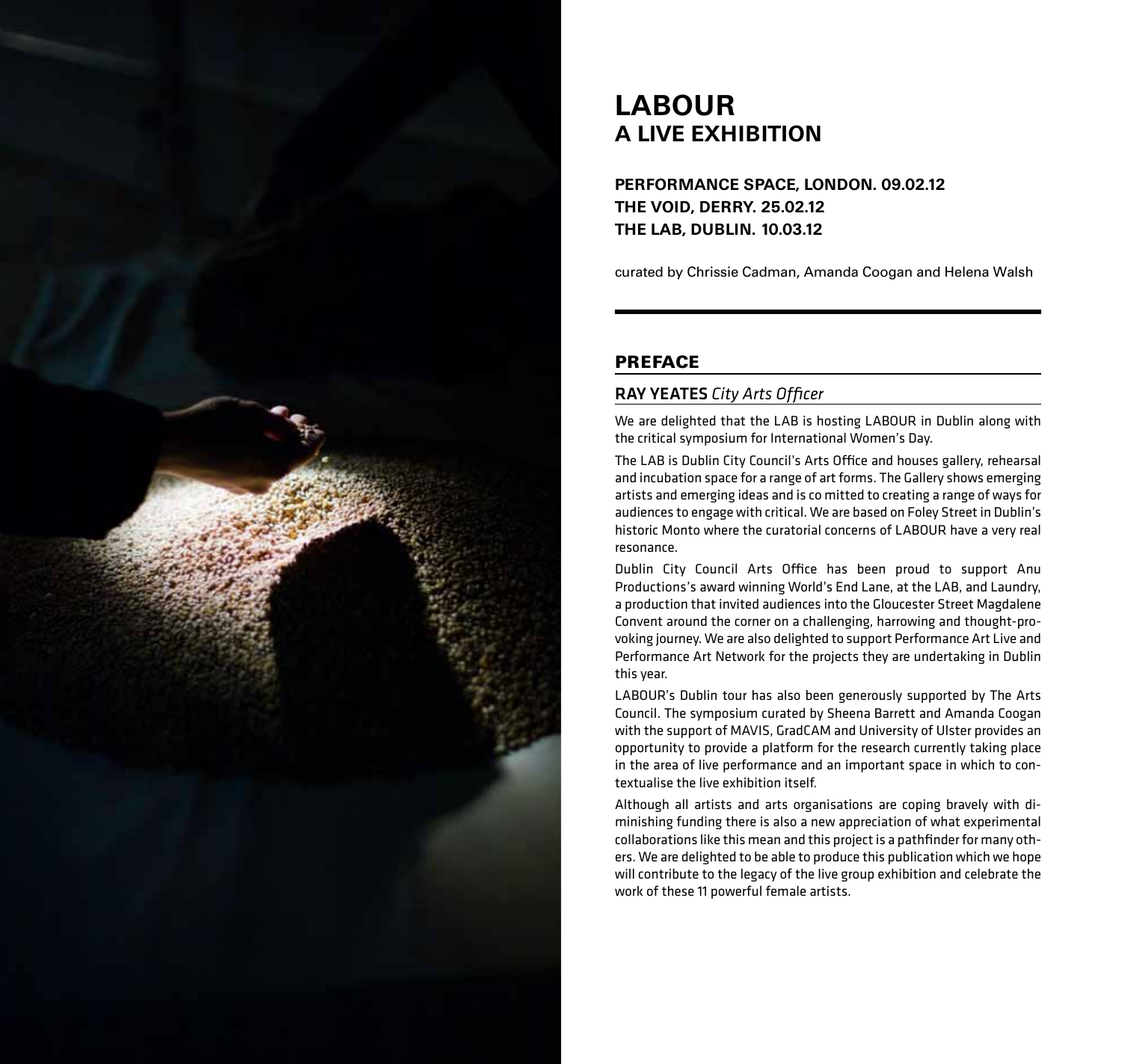# LABOUR
## A LIVE EXHIBITION

**PERFORMANCE SPACE, LONDON. 09.02.12**
**THE VOID, DERRY. 25.02.12**
**THE LAB, DUBLIN. 10.03.12**

curated by Chrissie Cadman, Amanda Coogan and Helena Walsh

## PREFACE

### RAY YEATES *City Arts Officer*

We are delighted that the LAB is hosting LABOUR in Dublin along with the critical symposium for International Women's Day.

The LAB is Dublin City Council's Arts Office and houses gallery, rehearsal and incubation space for a range of art forms. The Gallery shows emerging artists and emerging ideas and is co mitted to creating a range of ways for audiences to engage with critical. We are based on Foley Street in Dublin's historic Monto where the curatorial concerns of LABOUR have a very real resonance.

Dublin City Council Arts Office has been proud to support Anu Productions's award winning World's End Lane, at the LAB, and Laundry, a production that invited audiences into the Gloucester Street Magdalene Convent around the corner on a challenging, harrowing and thought-provoking journey. We are also delighted to support Performance Art Live and Performance Art Network for the projects they are undertaking in Dublin this year.

LABOUR's Dublin tour has also been generously supported by The Arts Council. The symposium curated by Sheena Barrett and Amanda Coogan with the support of MAVIS, GradCAM and University of Ulster provides an opportunity to provide a platform for the research currently taking place in the area of live performance and an important space in which to contextualise the live exhibition itself.

Although all artists and arts organisations are coping bravely with diminishing funding there is also a new appreciation of what experimental collaborations like this mean and this project is a pathfinder for many others. We are delighted to be able to produce this publication which we hope will contribute to the legacy of the live group exhibition and celebrate the work of these 11 powerful female artists.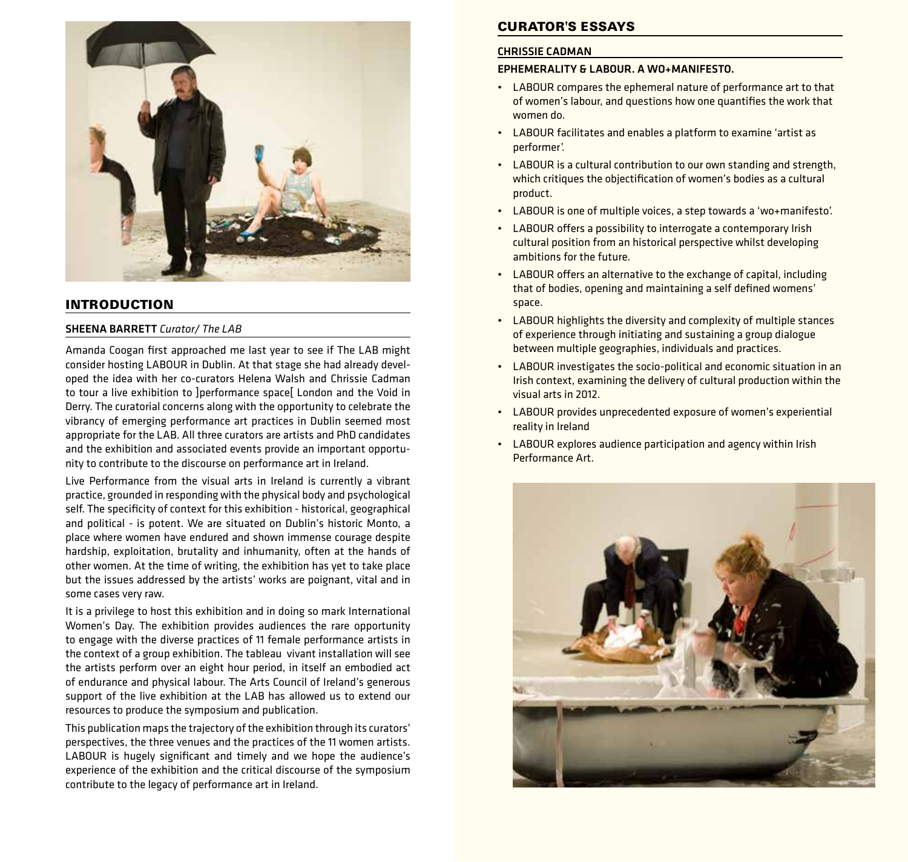## INTRODUCTION

**SHEENA BARRETT** *Curator/ The LAB*

Amanda Coogan first approached me last year to see if The LAB might consider hosting LABOUR in Dublin. At that stage she had already developed the idea with her co-curators Helena Walsh and Chrissie Cadman to tour a live exhibition to ]performance space[ London and the Void in Derry. The curatorial concerns along with the opportunity to celebrate the vibrancy of emerging performance art practices in Dublin seemed most appropriate for the LAB. All three curators are artists and PhD candidates and the exhibition and associated events provide an important opportunity to contribute to the discourse on performance art in Ireland.

Live Performance from the visual arts in Ireland is currently a vibrant practice, grounded in responding with the physical body and psychological self. The specificity of context for this exhibition - historical, geographical and political - is potent. We are situated on Dublin's historic Monto, a place where women have endured and shown immense courage despite hardship, exploitation, brutality and inhumanity, often at the hands of other women. At the time of writing, the exhibition has yet to take place but the issues addressed by the artists' works are poignant, vital and in some cases very raw.

It is a privilege to host this exhibition and in doing so mark International Women's Day. The exhibition provides audiences the rare opportunity to engage with the diverse practices of 11 female performance artists in the context of a group exhibition. The tableau vivant installation will see the artists perform over an eight hour period, in itself an embodied act of endurance and physical labour. The Arts Council of Ireland's generous support of the live exhibition at the LAB has allowed us to extend our resources to produce the symposium and publication.

This publication maps the trajectory of the exhibition through its curators' perspectives, the three venues and the practices of the 11 women artists. LABOUR is hugely significant and timely and we hope the audience's experience of the exhibition and the critical discourse of the symposium contribute to the legacy of performance art in Ireland.

## CURATOR'S ESSAYS

### CHRISSIE CADMAN

#### EPHEMERALITY & LABOUR. A WO+MANIFESTO.

- LABOUR compares the ephemeral nature of performance art to that of women's labour, and questions how one quantifies the work that women do.
- LABOUR facilitates and enables a platform to examine 'artist as performer'.
- LABOUR is a cultural contribution to our own standing and strength, which critiques the objectification of women's bodies as a cultural product.
- LABOUR is one of multiple voices, a step towards a 'wo+manifesto'.
- LABOUR offers a possibility to interrogate a contemporary Irish cultural position from an historical perspective whilst developing ambitions for the future.
- LABOUR offers an alternative to the exchange of capital, including that of bodies, opening and maintaining a self defined womens' space.
- LABOUR highlights the diversity and complexity of multiple stances of experience through initiating and sustaining a group dialogue between multiple geographies, individuals and practices.
- LABOUR investigates the socio-political and economic situation in an Irish context, examining the delivery of cultural production within the visual arts in 2012.
- LABOUR provides unprecedented exposure of women's experiential reality in Ireland
- LABOUR explores audience participation and agency within Irish Performance Art.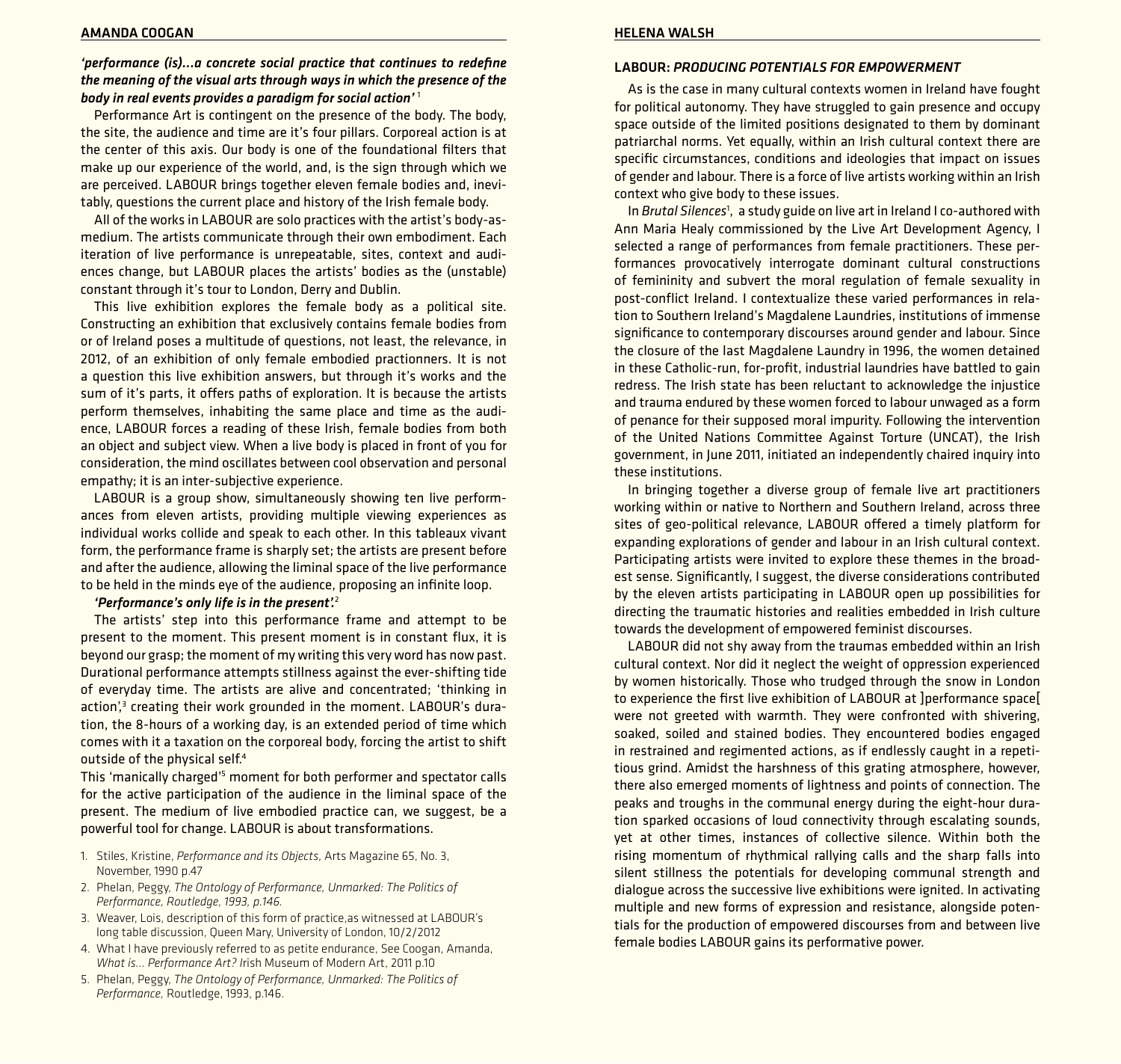## AMANDA COOGAN

***'performance (is)...a concrete social practice that continues to redefine the meaning of the visual arts through ways in which the presence of the body in real events provides a paradigm for social action'*** [1]

Performance Art is contingent on the presence of the body. The body, the site, the audience and time are it's four pillars. Corporeal action is at the center of this axis. Our body is one of the foundational filters that make up our experience of the world, and, is the sign through which we are perceived. LABOUR brings together eleven female bodies and, inevitably, questions the current place and history of the Irish female body.

All of the works in LABOUR are solo practices with the artist's body-as-medium. The artists communicate through their own embodiment. Each iteration of live performance is unrepeatable, sites, context and audiences change, but LABOUR places the artists' bodies as the (unstable) constant through it's tour to London, Derry and Dublin.

This live exhibition explores the female body as a political site. Constructing an exhibition that exclusively contains female bodies from or of Ireland poses a multitude of questions, not least, the relevance, in 2012, of an exhibition of only female embodied practionners. It is not a question this live exhibition answers, but through it's works and the sum of it's parts, it offers paths of exploration. It is because the artists perform themselves, inhabiting the same place and time as the audience, LABOUR forces a reading of these Irish, female bodies from both an object and subject view. When a live body is placed in front of you for consideration, the mind oscillates between cool observation and personal empathy; it is an inter-subjective experience.

LABOUR is a group show, simultaneously showing ten live performances from eleven artists, providing multiple viewing experiences as individual works collide and speak to each other. In this tableaux vivant form, the performance frame is sharply set; the artists are present before and after the audience, allowing the liminal space of the live performance to be held in the minds eye of the audience, proposing an infinite loop.

***'Performance's only life is in the present'.*** [2]

The artists' step into this performance frame and attempt to be present to the moment. This present moment is in constant flux, it is beyond our grasp; the moment of my writing this very word has now past. Durational performance attempts stillness against the ever-shifting tide of everyday time. The artists are alive and concentrated; 'thinking in action',[3] creating their work grounded in the moment. LABOUR's duration, the 8-hours of a working day, is an extended period of time which comes with it a taxation on the corporeal body, forcing the artist to shift outside of the physical self.[4]

This 'manically charged'[5] moment for both performer and spectator calls for the active participation of the audience in the liminal space of the present. The medium of live embodied practice can, we suggest, be a powerful tool for change. LABOUR is about transformations.

1. Stiles, Kristine, *Performance and its Objects*, Arts Magazine 65, No. 3, November, 1990 p.47
2. Phelan, Peggy, *The Ontology of Performance, Unmarked: The Politics of Performance, Routledge, 1993, p.146.*
3. Weaver, Lois, description of this form of practice,as witnessed at LABOUR's long table discussion, Queen Mary, University of London, 10/2/2012
4. What I have previously referred to as petite endurance, See Coogan, Amanda, *What is... Performance Art?* Irish Museum of Modern Art, 2011 p.10
5. Phelan, Peggy, *The Ontology of Performance, Unmarked: The Politics of Performance,* Routledge, 1993, p.146.

## HELENA WALSH

### LABOUR: *PRODUCING POTENTIALS FOR EMPOWERMENT*

As is the case in many cultural contexts women in Ireland have fought for political autonomy. They have struggled to gain presence and occupy space outside of the limited positions designated to them by dominant patriarchal norms. Yet equally, within an Irish cultural context there are specific circumstances, conditions and ideologies that impact on issues of gender and labour. There is a force of live artists working within an Irish context who give body to these issues.

In *Brutal Silences*[1], a study guide on live art in Ireland I co-authored with Ann Maria Healy commissioned by the Live Art Development Agency, I selected a range of performances from female practitioners. These performances provocatively interrogate dominant cultural constructions of femininity and subvert the moral regulation of female sexuality in post-conflict Ireland. I contextualize these varied performances in relation to Southern Ireland's Magdalene Laundries, institutions of immense significance to contemporary discourses around gender and labour. Since the closure of the last Magdalene Laundry in 1996, the women detained in these Catholic-run, for-profit, industrial laundries have battled to gain redress. The Irish state has been reluctant to acknowledge the injustice and trauma endured by these women forced to labour unwaged as a form of penance for their supposed moral impurity. Following the intervention of the United Nations Committee Against Torture (UNCAT), the Irish government, in June 2011, initiated an independently chaired inquiry into these institutions.

In bringing together a diverse group of female live art practitioners working within or native to Northern and Southern Ireland, across three sites of geo-political relevance, LABOUR offered a timely platform for expanding explorations of gender and labour in an Irish cultural context. Participating artists were invited to explore these themes in the broadest sense. Significantly, I suggest, the diverse considerations contributed by the eleven artists participating in LABOUR open up possibilities for directing the traumatic histories and realities embedded in Irish culture towards the development of empowered feminist discourses.

LABOUR did not shy away from the traumas embedded within an Irish cultural context. Nor did it neglect the weight of oppression experienced by women historically. Those who trudged through the snow in London to experience the first live exhibition of LABOUR at ]performance space[ were not greeted with warmth. They were confronted with shivering, soaked, soiled and stained bodies. They encountered bodies engaged in restrained and regimented actions, as if endlessly caught in a repetitious grind. Amidst the harshness of this grating atmosphere, however, there also emerged moments of lightness and points of connection. The peaks and troughs in the communal energy during the eight-hour duration sparked occasions of loud connectivity through escalating sounds, yet at other times, instances of collective silence. Within both the rising momentum of rhythmical rallying calls and the sharp falls into silent stillness the potentials for developing communal strength and dialogue across the successive live exhibitions were ignited. In activating multiple and new forms of expression and resistance, alongside potentials for the production of empowered discourses from and between live female bodies LABOUR gains its performative power.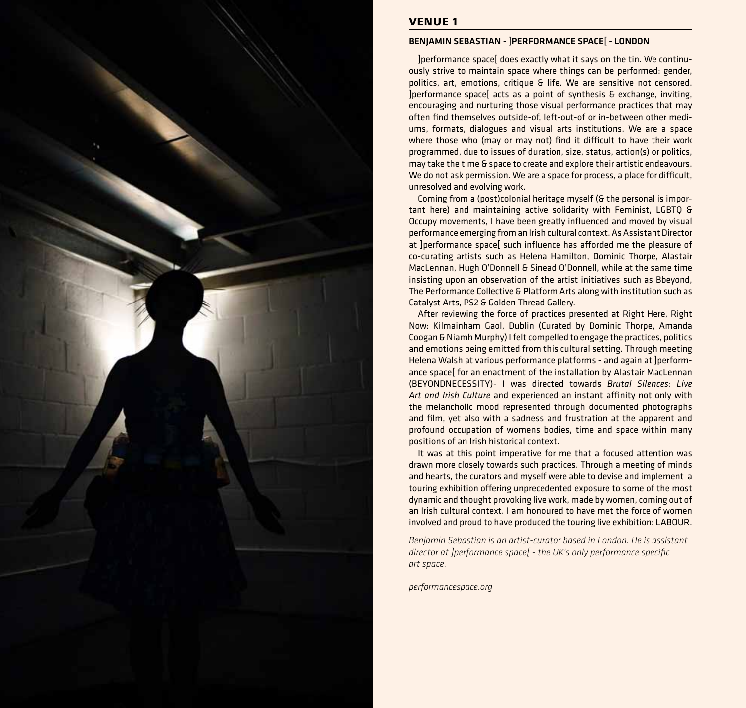## VENUE 1

### BENJAMIN SEBASTIAN - ]PERFORMANCE SPACE[ - LONDON

]performance space[ does exactly what it says on the tin. We continuously strive to maintain space where things can be performed: gender, politics, art, emotions, critique & life. We are sensitive not censored. ]performance space[ acts as a point of synthesis & exchange, inviting, encouraging and nurturing those visual performance practices that may often find themselves outside-of, left-out-of or in-between other mediums, formats, dialogues and visual arts institutions. We are a space where those who (may or may not) find it difficult to have their work programmed, due to issues of duration, size, status, action(s) or politics, may take the time & space to create and explore their artistic endeavours. We do not ask permission. We are a space for process, a place for difficult, unresolved and evolving work.

Coming from a (post)colonial heritage myself (& the personal is important here) and maintaining active solidarity with Feminist, LGBTQ & Occupy movements, I have been greatly influenced and moved by visual performance emerging from an Irish cultural context. As Assistant Director at ]performance space[ such influence has afforded me the pleasure of co-curating artists such as Helena Hamilton, Dominic Thorpe, Alastair MacLennan, Hugh O'Donnell & Sinead O'Donnell, while at the same time insisting upon an observation of the artist initiatives such as Bbeyond, The Performance Collective & Platform Arts along with institution such as Catalyst Arts, PS2 & Golden Thread Gallery.

After reviewing the force of practices presented at Right Here, Right Now: Kilmainham Gaol, Dublin (Curated by Dominic Thorpe, Amanda Coogan & Niamh Murphy) I felt compelled to engage the practices, politics and emotions being emitted from this cultural setting. Through meeting Helena Walsh at various performance platforms - and again at ]performance space[ for an enactment of the installation by Alastair MacLennan (BEYONDNECESSITY)- I was directed towards *Brutal Silences: Live Art and Irish Culture* and experienced an instant affinity not only with the melancholic mood represented through documented photographs and film, yet also with a sadness and frustration at the apparent and profound occupation of womens bodies, time and space within many positions of an Irish historical context.

It was at this point imperative for me that a focused attention was drawn more closely towards such practices. Through a meeting of minds and hearts, the curators and myself were able to devise and implement a touring exhibition offering unprecedented exposure to some of the most dynamic and thought provoking live work, made by women, coming out of an Irish cultural context. I am honoured to have met the force of women involved and proud to have produced the touring live exhibition: LABOUR.

*Benjamin Sebastian is an artist-curator based in London. He is assistant director at ]performance space[ - the UK's only performance specific art space.*

*performancespace.org*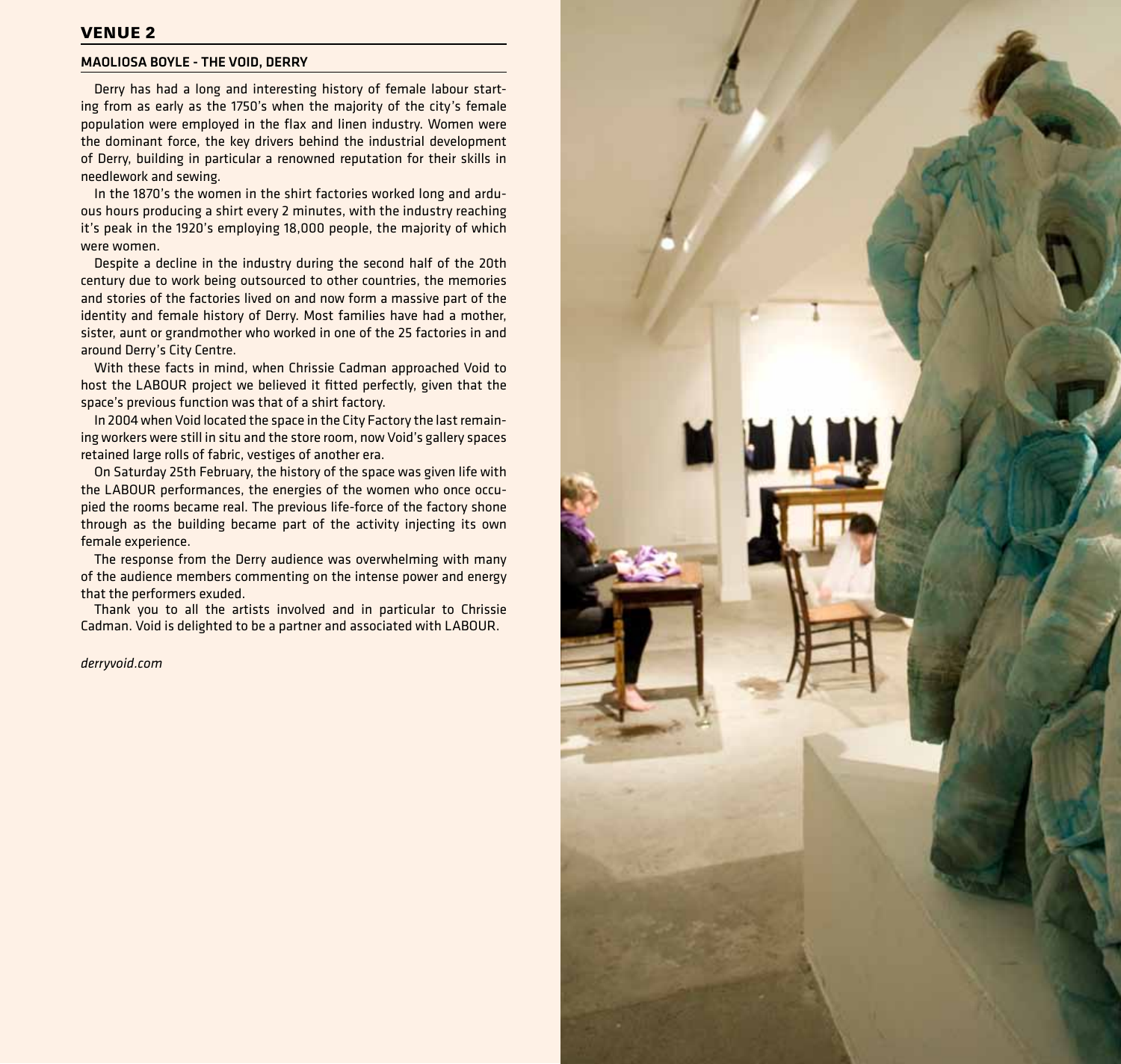## VENUE 2

### MAOLIOSA BOYLE - THE VOID, DERRY

Derry has had a long and interesting history of female labour starting from as early as the 1750's when the majority of the city's female population were employed in the flax and linen industry. Women were the dominant force, the key drivers behind the industrial development of Derry, building in particular a renowned reputation for their skills in needlework and sewing.

In the 1870's the women in the shirt factories worked long and arduous hours producing a shirt every 2 minutes, with the industry reaching it's peak in the 1920's employing 18,000 people, the majority of which were women.

Despite a decline in the industry during the second half of the 20th century due to work being outsourced to other countries, the memories and stories of the factories lived on and now form a massive part of the identity and female history of Derry. Most families have had a mother, sister, aunt or grandmother who worked in one of the 25 factories in and around Derry's City Centre.

With these facts in mind, when Chrissie Cadman approached Void to host the LABOUR project we believed it fitted perfectly, given that the space's previous function was that of a shirt factory.

In 2004 when Void located the space in the City Factory the last remaining workers were still in situ and the store room, now Void's gallery spaces retained large rolls of fabric, vestiges of another era.

On Saturday 25th February, the history of the space was given life with the LABOUR performances, the energies of the women who once occupied the rooms became real. The previous life-force of the factory shone through as the building became part of the activity injecting its own female experience.

The response from the Derry audience was overwhelming with many of the audience members commenting on the intense power and energy that the performers exuded.

Thank you to all the artists involved and in particular to Chrissie Cadman. Void is delighted to be a partner and associated with LABOUR.

*derryvoid.com*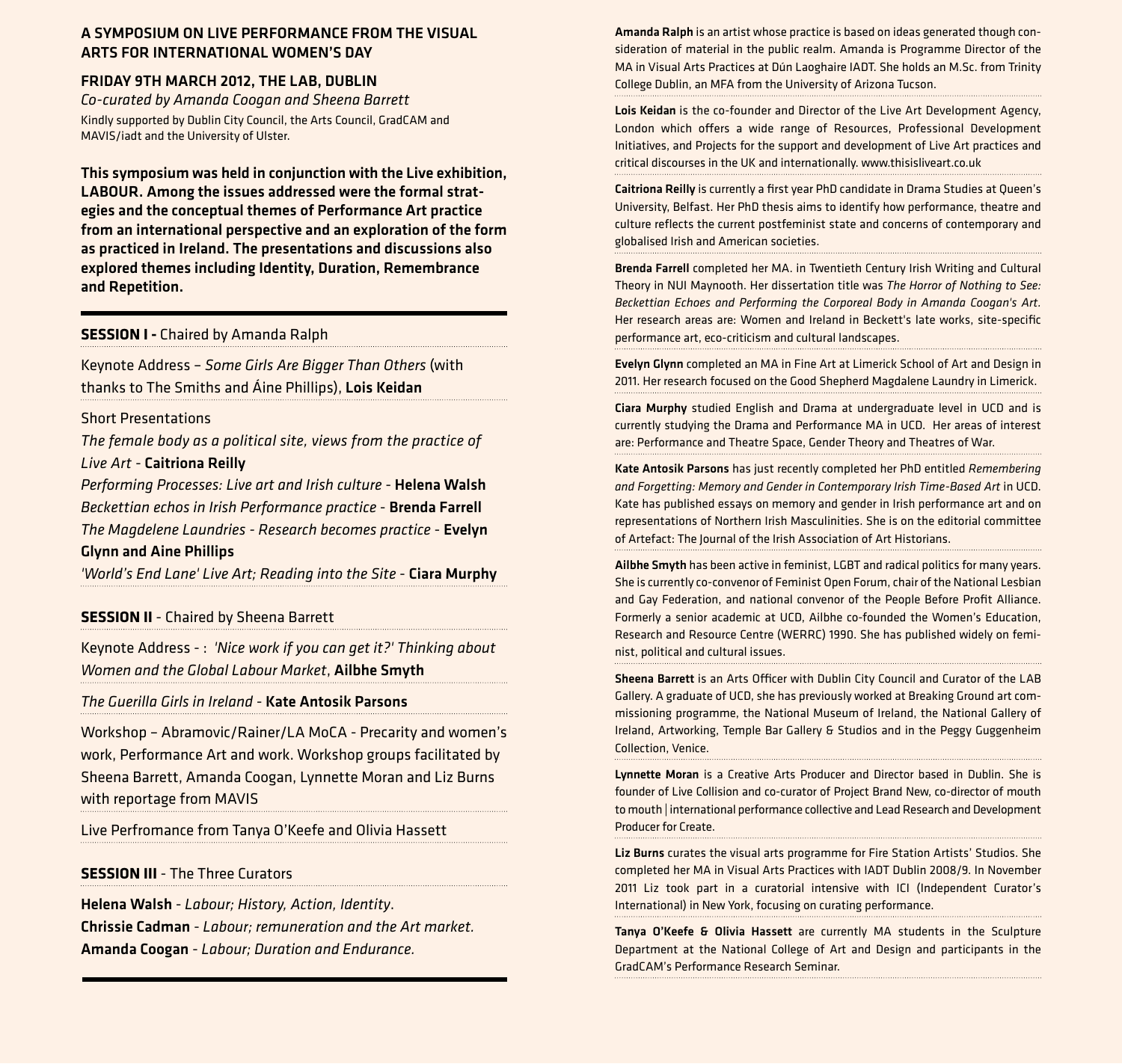## A SYMPOSIUM ON LIVE PERFORMANCE FROM THE VISUAL ARTS FOR INTERNATIONAL WOMEN'S DAY

### FRIDAY 9TH MARCH 2012, THE LAB, DUBLIN

*Co-curated by Amanda Coogan and Sheena Barrett*

Kindly supported by Dublin City Council, the Arts Council, GradCAM and MAVIS/iadt and the University of Ulster.

**This symposium was held in conjunction with the Live exhibition, LABOUR. Among the issues addressed were the formal strategies and the conceptual themes of Performance Art practice from an international perspective and an exploration of the form as practiced in Ireland. The presentations and discussions also explored themes including Identity, Duration, Remembrance and Repetition.**

---

**SESSION I -** Chaired by Amanda Ralph

Keynote Address – *Some Girls Are Bigger Than Others* (with thanks to The Smiths and Áine Phillips), **Lois Keidan**

Short Presentations

*The female body as a political site, views from the practice of Live Art* - **Caitriona Reilly**

*Performing Processes: Live art and Irish culture* - **Helena Walsh**

*Beckettian echos in Irish Performance practice* - **Brenda Farrell**

*The Magdelene Laundries - Research becomes practice* - **Evelyn Glynn and Aine Phillips**

*'World's End Lane' Live Art; Reading into the Site* - **Ciara Murphy**

**SESSION II** - Chaired by Sheena Barrett

Keynote Address - : *'Nice work if you can get it?' Thinking about Women and the Global Labour Market*, **Ailbhe Smyth**

*The Guerilla Girls in Ireland* - **Kate Antosik Parsons**

Workshop – Abramovic/Rainer/LA MoCA - Precarity and women's work, Performance Art and work. Workshop groups facilitated by Sheena Barrett, Amanda Coogan, Lynnette Moran and Liz Burns with reportage from MAVIS

Live Perfromance from Tanya O'Keefe and Olivia Hassett

**SESSION III** - The Three Curators

**Helena Walsh** - *Labour; History, Action, Identity*.

**Chrissie Cadman** - *Labour; remuneration and the Art market.*

**Amanda Coogan** - *Labour; Duration and Endurance.*

---

**Amanda Ralph** is an artist whose practice is based on ideas generated though consideration of material in the public realm. Amanda is Programme Director of the MA in Visual Arts Practices at Dún Laoghaire IADT. She holds an M.Sc. from Trinity College Dublin, an MFA from the University of Arizona Tucson.

**Lois Keidan** is the co-founder and Director of the Live Art Development Agency, London which offers a wide range of Resources, Professional Development Initiatives, and Projects for the support and development of Live Art practices and critical discourses in the UK and internationally. www.thisisliveart.co.uk

**Caitriona Reilly** is currently a first year PhD candidate in Drama Studies at Queen's University, Belfast. Her PhD thesis aims to identify how performance, theatre and culture reflects the current postfeminist state and concerns of contemporary and globalised Irish and American societies.

**Brenda Farrell** completed her MA. in Twentieth Century Irish Writing and Cultural Theory in NUI Maynooth. Her dissertation title was *The Horror of Nothing to See: Beckettian Echoes and Performing the Corporeal Body in Amanda Coogan's Art.* Her research areas are: Women and Ireland in Beckett's late works, site-specific performance art, eco-criticism and cultural landscapes.

**Evelyn Glynn** completed an MA in Fine Art at Limerick School of Art and Design in 2011. Her research focused on the Good Shepherd Magdalene Laundry in Limerick.

**Ciara Murphy** studied English and Drama at undergraduate level in UCD and is currently studying the Drama and Performance MA in UCD. Her areas of interest are: Performance and Theatre Space, Gender Theory and Theatres of War.

**Kate Antosik Parsons** has just recently completed her PhD entitled *Remembering and Forgetting: Memory and Gender in Contemporary Irish Time-Based Art* in UCD. Kate has published essays on memory and gender in Irish performance art and on representations of Northern Irish Masculinities. She is on the editorial committee of Artefact: The Journal of the Irish Association of Art Historians.

**Ailbhe Smyth** has been active in feminist, LGBT and radical politics for many years. She is currently co-convenor of Feminist Open Forum, chair of the National Lesbian and Gay Federation, and national convenor of the People Before Profit Alliance. Formerly a senior academic at UCD, Ailbhe co-founded the Women's Education, Research and Resource Centre (WERRC) 1990. She has published widely on feminist, political and cultural issues.

**Sheena Barrett** is an Arts Officer with Dublin City Council and Curator of the LAB Gallery. A graduate of UCD, she has previously worked at Breaking Ground art commissioning programme, the National Museum of Ireland, the National Gallery of Ireland, Artworking, Temple Bar Gallery & Studios and in the Peggy Guggenheim Collection, Venice.

**Lynnette Moran** is a Creative Arts Producer and Director based in Dublin. She is founder of Live Collision and co-curator of Project Brand New, co-director of mouth to mouth | international performance collective and Lead Research and Development Producer for Create.

**Liz Burns** curates the visual arts programme for Fire Station Artists' Studios. She completed her MA in Visual Arts Practices with IADT Dublin 2008/9. In November 2011 Liz took part in a curatorial intensive with ICI (Independent Curator's International) in New York, focusing on curating performance.

**Tanya O'Keefe & Olivia Hassett** are currently MA students in the Sculpture Department at the National College of Art and Design and participants in the GradCAM's Performance Research Seminar.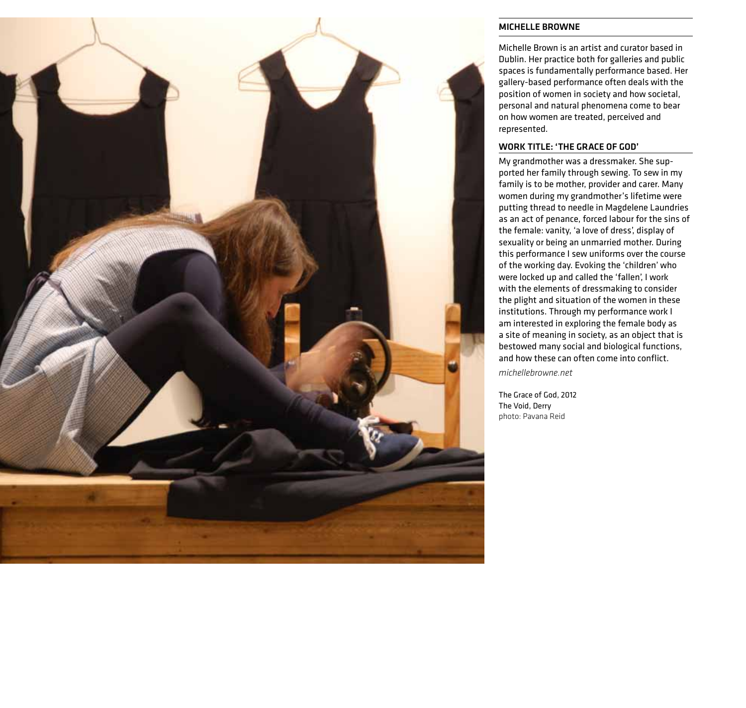## MICHELLE BROWNE

Michelle Brown is an artist and curator based in Dublin. Her practice both for galleries and public spaces is fundamentally performance based. Her gallery-based performance often deals with the position of women in society and how societal, personal and natural phenomena come to bear on how women are treated, perceived and represented.

### WORK TITLE: 'THE GRACE OF GOD'

My grandmother was a dressmaker. She supported her family through sewing. To sew in my family is to be mother, provider and carer. Many women during my grandmother's lifetime were putting thread to needle in Magdelene Laundries as an act of penance, forced labour for the sins of the female: vanity, 'a love of dress', display of sexuality or being an unmarried mother. During this performance I sew uniforms over the course of the working day. Evoking the 'children' who were locked up and called the 'fallen', I work with the elements of dressmaking to consider the plight and situation of the women in these institutions. Through my performance work I am interested in exploring the female body as a site of meaning in society, as an object that is bestowed many social and biological functions, and how these can often come into conflict.

*michellebrowne.net*

The Grace of God, 2012
The Void, Derry
photo: Pavana Reid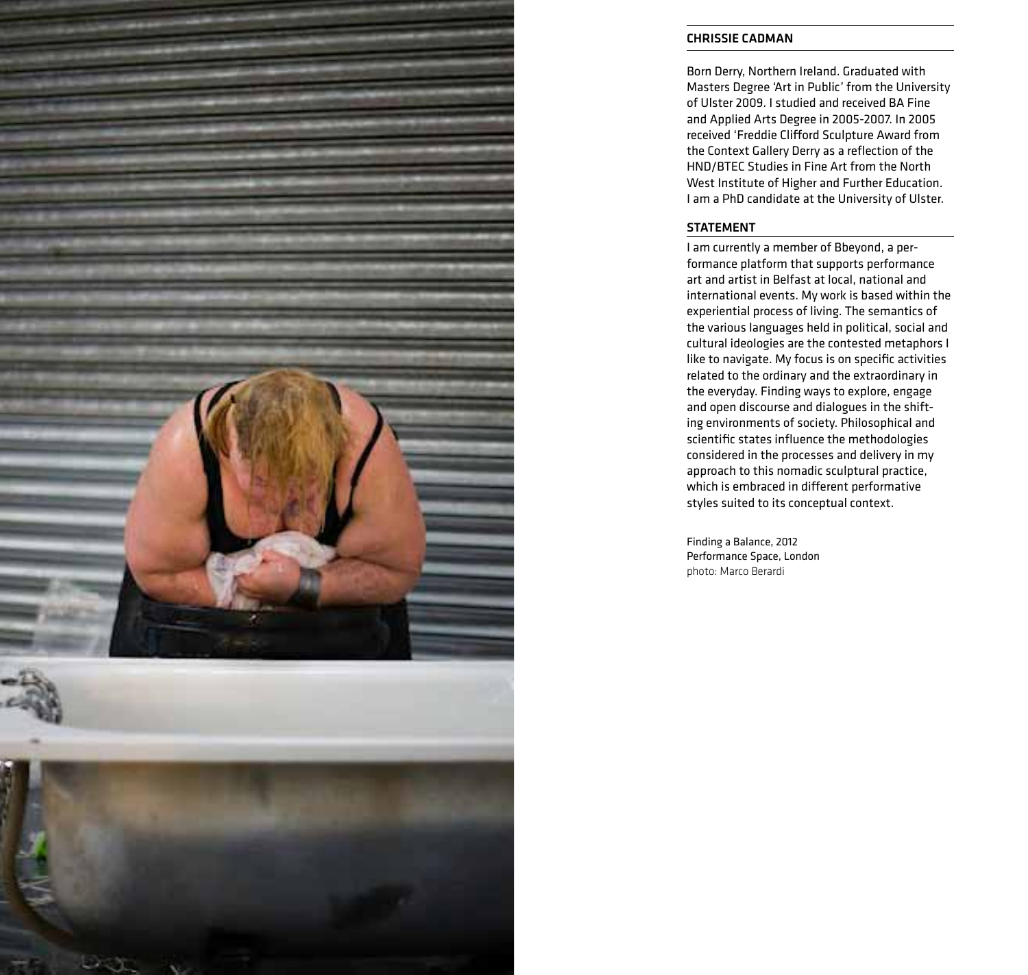## CHRISSIE CADMAN

Born Derry, Northern Ireland. Graduated with Masters Degree 'Art in Public' from the University of Ulster 2009. I studied and received BA Fine and Applied Arts Degree in 2005-2007. In 2005 received 'Freddie Clifford Sculpture Award from the Context Gallery Derry as a reflection of the HND/BTEC Studies in Fine Art from the North West Institute of Higher and Further Education. I am a PhD candidate at the University of Ulster.

## STATEMENT

I am currently a member of Bbeyond, a performance platform that supports performance art and artist in Belfast at local, national and international events. My work is based within the experiential process of living. The semantics of the various languages held in political, social and cultural ideologies are the contested metaphors I like to navigate. My focus is on specific activities related to the ordinary and the extraordinary in the everyday. Finding ways to explore, engage and open discourse and dialogues in the shifting environments of society. Philosophical and scientific states influence the methodologies considered in the processes and delivery in my approach to this nomadic sculptural practice, which is embraced in different performative styles suited to its conceptual context.

Finding a Balance, 2012
Performance Space, London
photo: Marco Berardi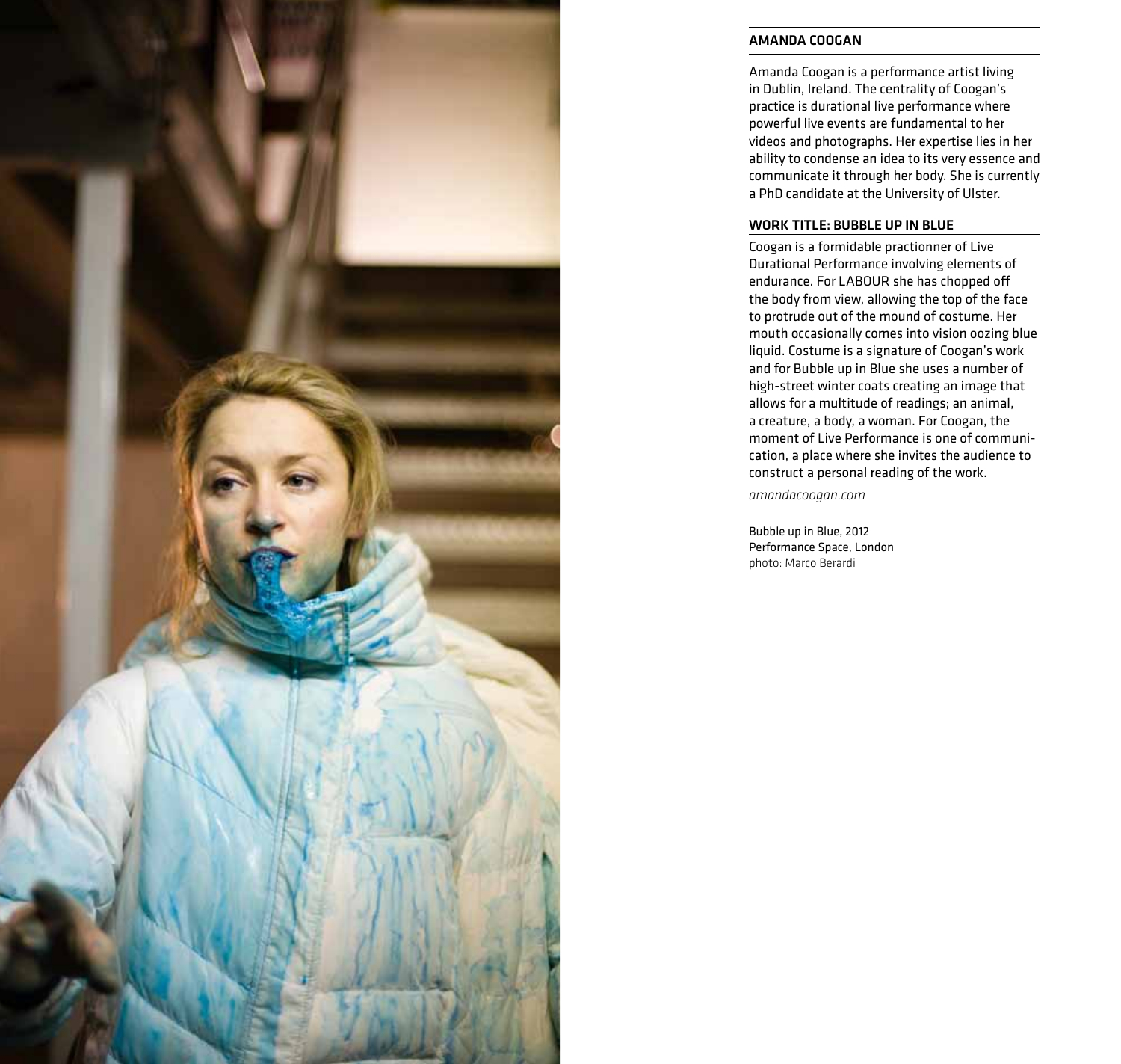## AMANDA COOGAN

Amanda Coogan is a performance artist living in Dublin, Ireland. The centrality of Coogan's practice is durational live performance where powerful live events are fundamental to her videos and photographs. Her expertise lies in her ability to condense an idea to its very essence and communicate it through her body. She is currently a PhD candidate at the University of Ulster.

## WORK TITLE: BUBBLE UP IN BLUE

Coogan is a formidable practionner of Live Durational Performance involving elements of endurance. For LABOUR she has chopped off the body from view, allowing the top of the face to protrude out of the mound of costume. Her mouth occasionally comes into vision oozing blue liquid. Costume is a signature of Coogan's work and for Bubble up in Blue she uses a number of high-street winter coats creating an image that allows for a multitude of readings; an animal, a creature, a body, a woman. For Coogan, the moment of Live Performance is one of communication, a place where she invites the audience to construct a personal reading of the work.

*amandacoogan.com*

Bubble up in Blue, 2012
Performance Space, London
photo: Marco Berardi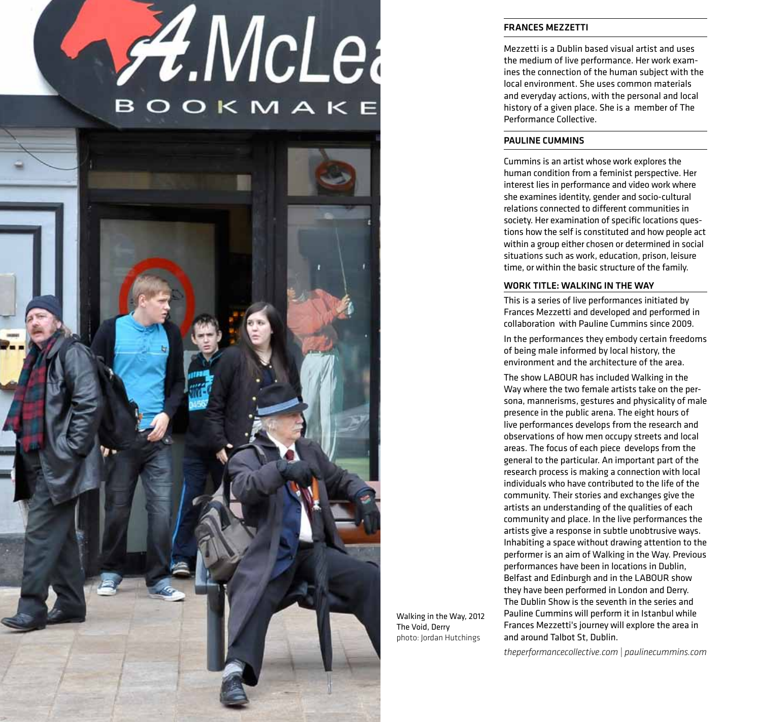## FRANCES MEZZETTI

Mezzetti is a Dublin based visual artist and uses the medium of live performance. Her work examines the connection of the human subject with the local environment. She uses common materials and everyday actions, with the personal and local history of a given place. She is a member of The Performance Collective.

## PAULINE CUMMINS

Cummins is an artist whose work explores the human condition from a feminist perspective. Her interest lies in performance and video work where she examines identity, gender and socio-cultural relations connected to different communities in society. Her examination of specific locations questions how the self is constituted and how people act within a group either chosen or determined in social situations such as work, education, prison, leisure time, or within the basic structure of the family.

## WORK TITLE: WALKING IN THE WAY

This is a series of live performances initiated by Frances Mezzetti and developed and performed in collaboration with Pauline Cummins since 2009.

In the performances they embody certain freedoms of being male informed by local history, the environment and the architecture of the area.

The show LABOUR has included Walking in the Way where the two female artists take on the persona, mannerisms, gestures and physicality of male presence in the public arena. The eight hours of live performances develops from the research and observations of how men occupy streets and local areas. The focus of each piece develops from the general to the particular. An important part of the research process is making a connection with local individuals who have contributed to the life of the community. Their stories and exchanges give the artists an understanding of the qualities of each community and place. In the live performances the artists give a response in subtle unobtrusive ways. Inhabiting a space without drawing attention to the performer is an aim of Walking in the Way. Previous performances have been in locations in Dublin, Belfast and Edinburgh and in the LABOUR show they have been performed in London and Derry. The Dublin Show is the seventh in the series and Pauline Cummins will perform it in Istanbul while Frances Mezzetti's journey will explore the area in and around Talbot St, Dublin.

*theperformancecollective.com | paulinecummins.com*

Walking in the Way, 2012
The Void, Derry
photo: Jordan Hutchings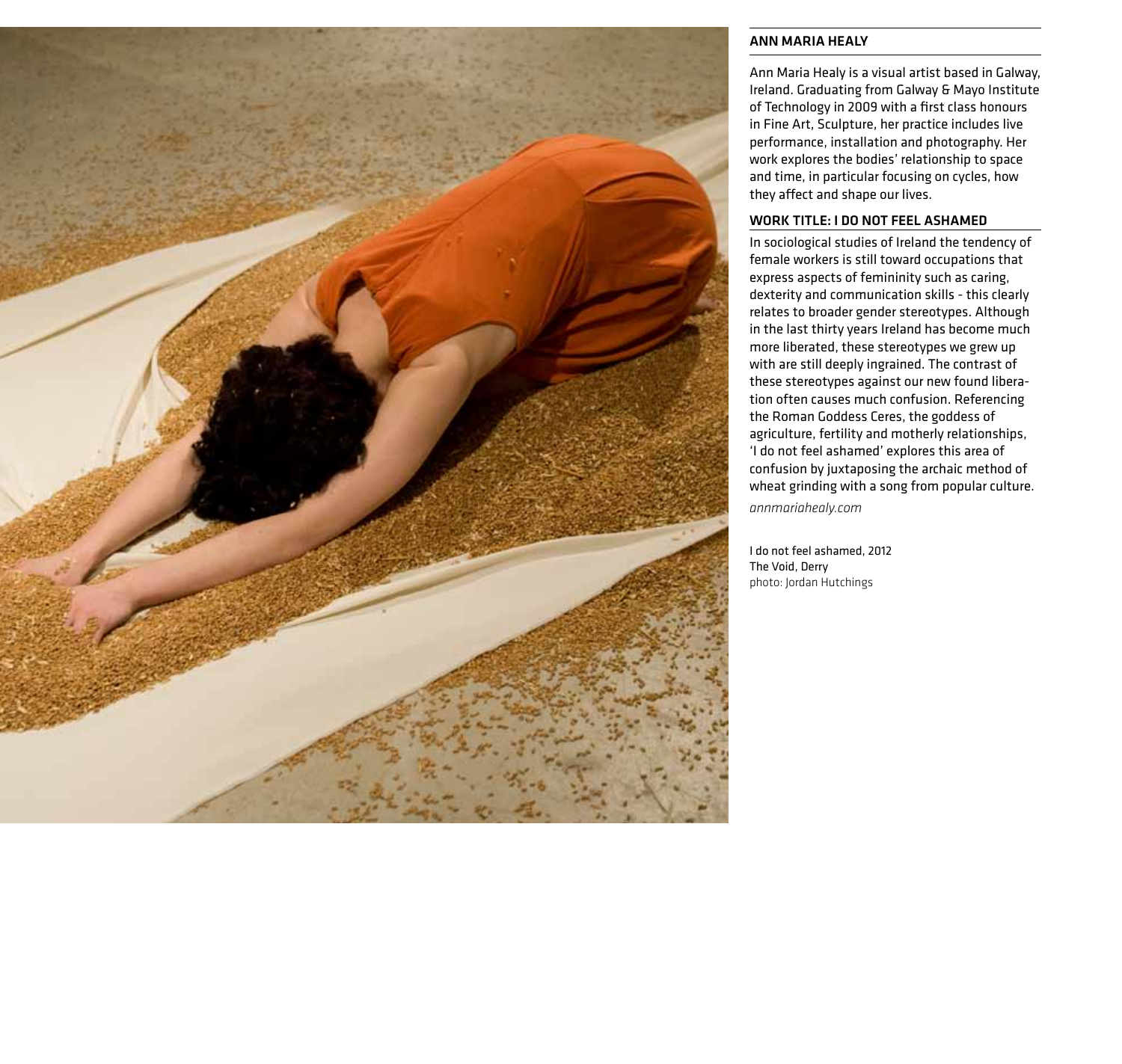## ANN MARIA HEALY

Ann Maria Healy is a visual artist based in Galway, Ireland. Graduating from Galway & Mayo Institute of Technology in 2009 with a first class honours in Fine Art, Sculpture, her practice includes live performance, installation and photography. Her work explores the bodies' relationship to space and time, in particular focusing on cycles, how they affect and shape our lives.

## WORK TITLE: I DO NOT FEEL ASHAMED

In sociological studies of Ireland the tendency of female workers is still toward occupations that express aspects of femininity such as caring, dexterity and communication skills - this clearly relates to broader gender stereotypes. Although in the last thirty years Ireland has become much more liberated, these stereotypes we grew up with are still deeply ingrained. The contrast of these stereotypes against our new found liberation often causes much confusion. Referencing the Roman Goddess Ceres, the goddess of agriculture, fertility and motherly relationships, 'I do not feel ashamed' explores this area of confusion by juxtaposing the archaic method of wheat grinding with a song from popular culture.

*annmariahealy.com*

I do not feel ashamed, 2012
The Void, Derry
photo: Jordan Hutchings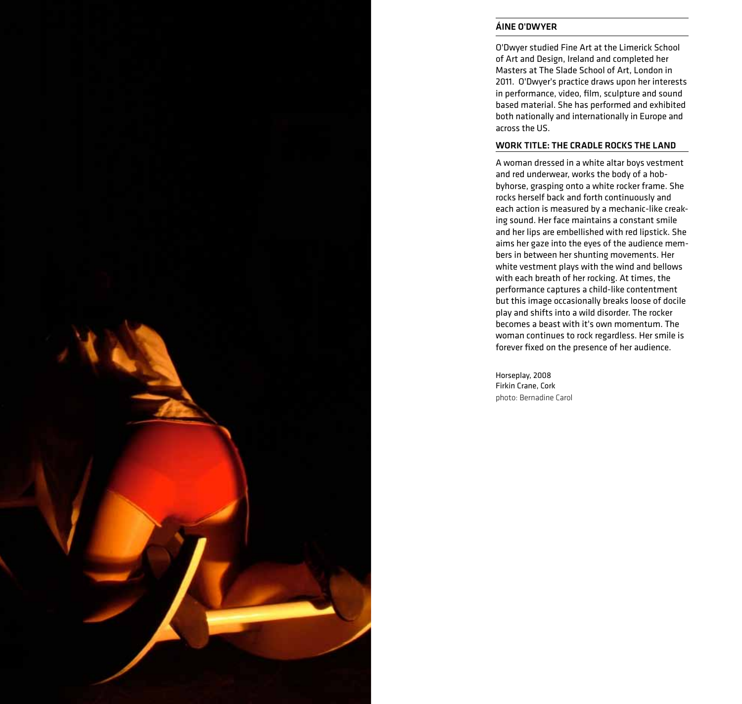## ÁINE O'DWYER

O'Dwyer studied Fine Art at the Limerick School of Art and Design, Ireland and completed her Masters at The Slade School of Art, London in 2011. O'Dwyer's practice draws upon her interests in performance, video, film, sculpture and sound based material. She has performed and exhibited both nationally and internationally in Europe and across the US.

## WORK TITLE: THE CRADLE ROCKS THE LAND

A woman dressed in a white altar boys vestment and red underwear, works the body of a hobbyhorse, grasping onto a white rocker frame. She rocks herself back and forth continuously and each action is measured by a mechanic-like creaking sound. Her face maintains a constant smile and her lips are embellished with red lipstick. She aims her gaze into the eyes of the audience members in between her shunting movements. Her white vestment plays with the wind and bellows with each breath of her rocking. At times, the performance captures a child-like contentment but this image occasionally breaks loose of docile play and shifts into a wild disorder. The rocker becomes a beast with it's own momentum. The woman continues to rock regardless. Her smile is forever fixed on the presence of her audience.

Horseplay, 2008
Firkin Crane, Cork
photo: Bernadine Carol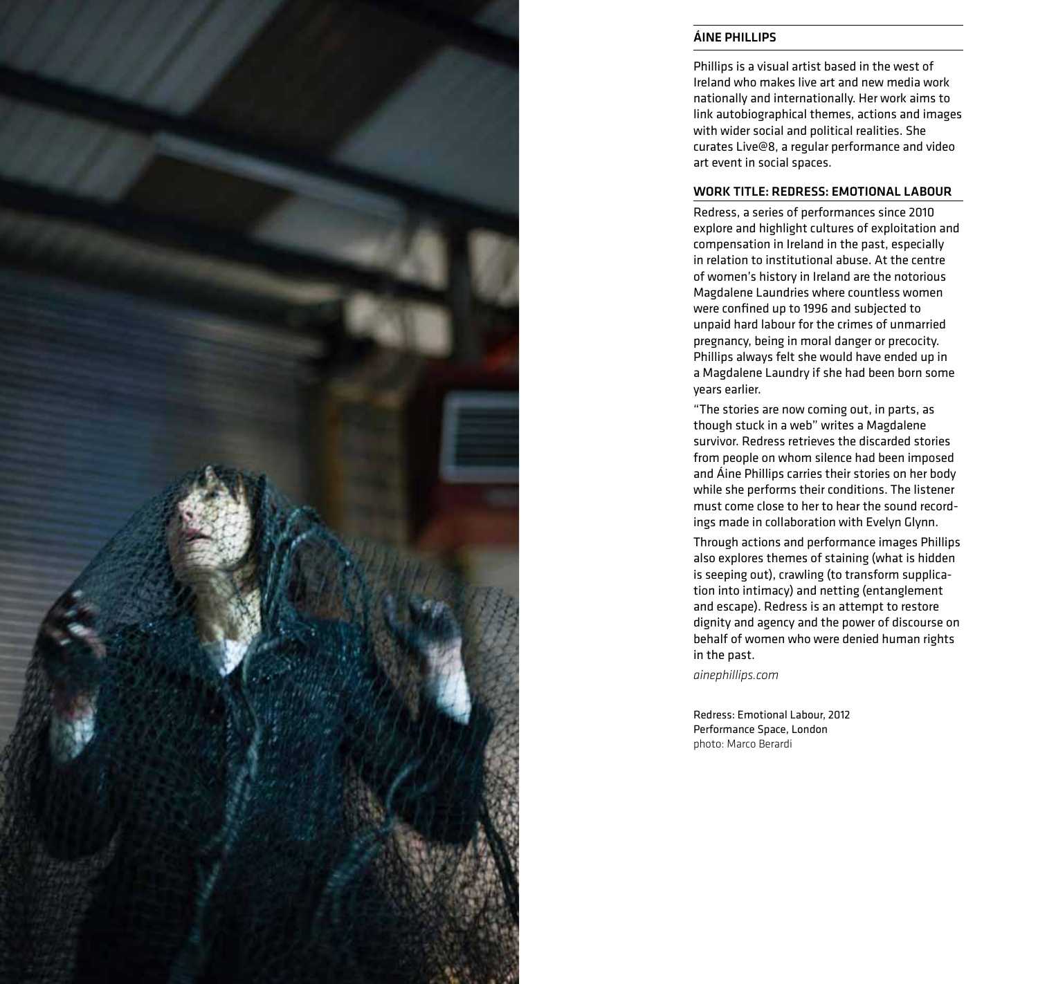## ÁINE PHILLIPS

Phillips is a visual artist based in the west of Ireland who makes live art and new media work nationally and internationally. Her work aims to link autobiographical themes, actions and images with wider social and political realities. She curates Live@8, a regular performance and video art event in social spaces.

### WORK TITLE: REDRESS: EMOTIONAL LABOUR

Redress, a series of performances since 2010 explore and highlight cultures of exploitation and compensation in Ireland in the past, especially in relation to institutional abuse. At the centre of women's history in Ireland are the notorious Magdalene Laundries where countless women were confined up to 1996 and subjected to unpaid hard labour for the crimes of unmarried pregnancy, being in moral danger or precocity. Phillips always felt she would have ended up in a Magdalene Laundry if she had been born some years earlier.

"The stories are now coming out, in parts, as though stuck in a web" writes a Magdalene survivor. Redress retrieves the discarded stories from people on whom silence had been imposed and Áine Phillips carries their stories on her body while she performs their conditions. The listener must come close to her to hear the sound recordings made in collaboration with Evelyn Glynn.

Through actions and performance images Phillips also explores themes of staining (what is hidden is seeping out), crawling (to transform supplication into intimacy) and netting (entanglement and escape). Redress is an attempt to restore dignity and agency and the power of discourse on behalf of women who were denied human rights in the past.

*ainephillips.com*

Redress: Emotional Labour, 2012
Performance Space, London
photo: Marco Berardi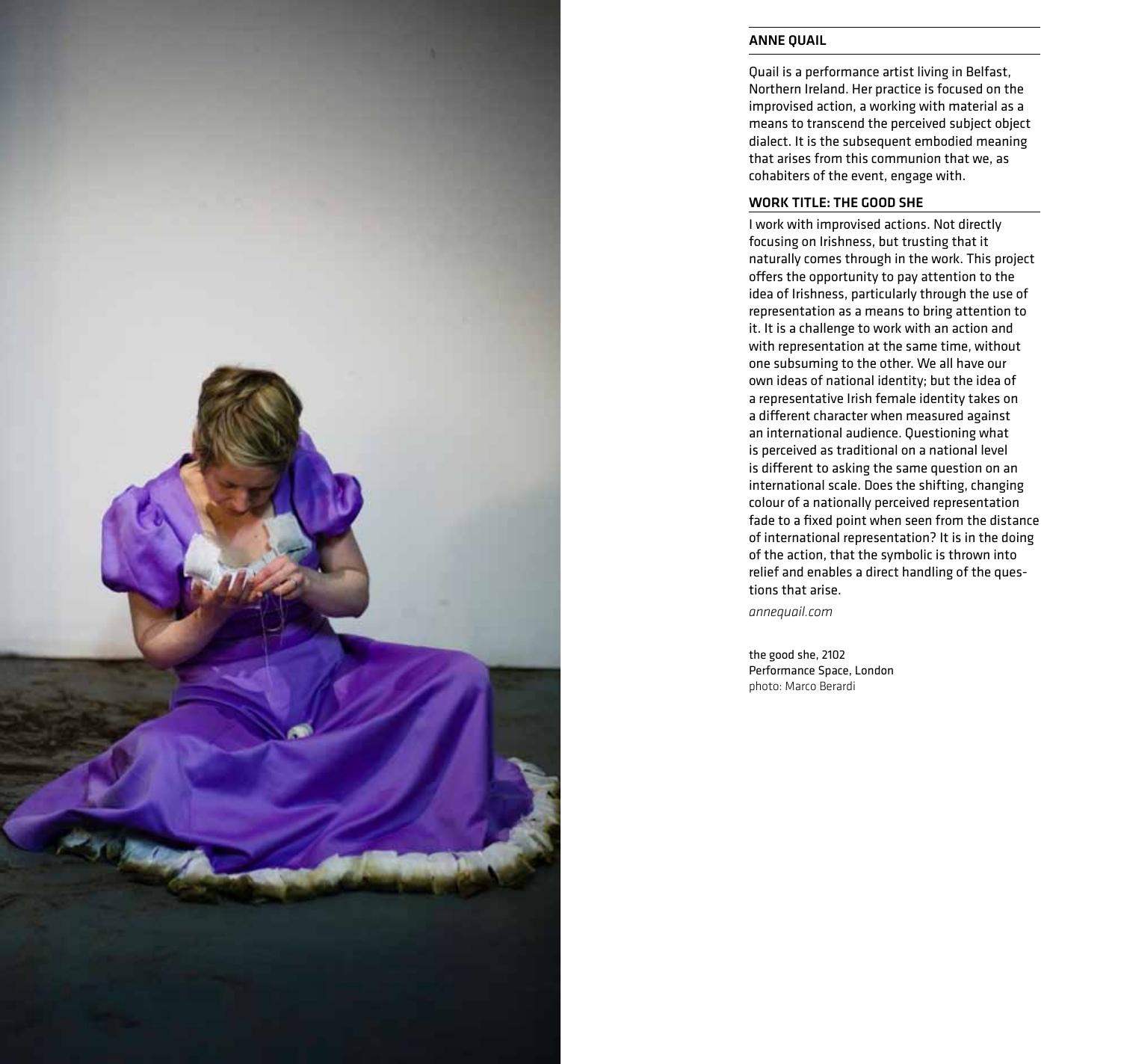## ANNE QUAIL

Quail is a performance artist living in Belfast, Northern Ireland. Her practice is focused on the improvised action, a working with material as a means to transcend the perceived subject object dialect. It is the subsequent embodied meaning that arises from this communion that we, as cohabiters of the event, engage with.

## WORK TITLE: THE GOOD SHE

I work with improvised actions. Not directly focusing on Irishness, but trusting that it naturally comes through in the work. This project offers the opportunity to pay attention to the idea of Irishness, particularly through the use of representation as a means to bring attention to it. It is a challenge to work with an action and with representation at the same time, without one subsuming to the other. We all have our own ideas of national identity; but the idea of a representative Irish female identity takes on a different character when measured against an international audience. Questioning what is perceived as traditional on a national level is different to asking the same question on an international scale. Does the shifting, changing colour of a nationally perceived representation fade to a fixed point when seen from the distance of international representation? It is in the doing of the action, that the symbolic is thrown into relief and enables a direct handling of the questions that arise.

*annequail.com*

the good she, 2102
Performance Space, London
photo: Marco Berardi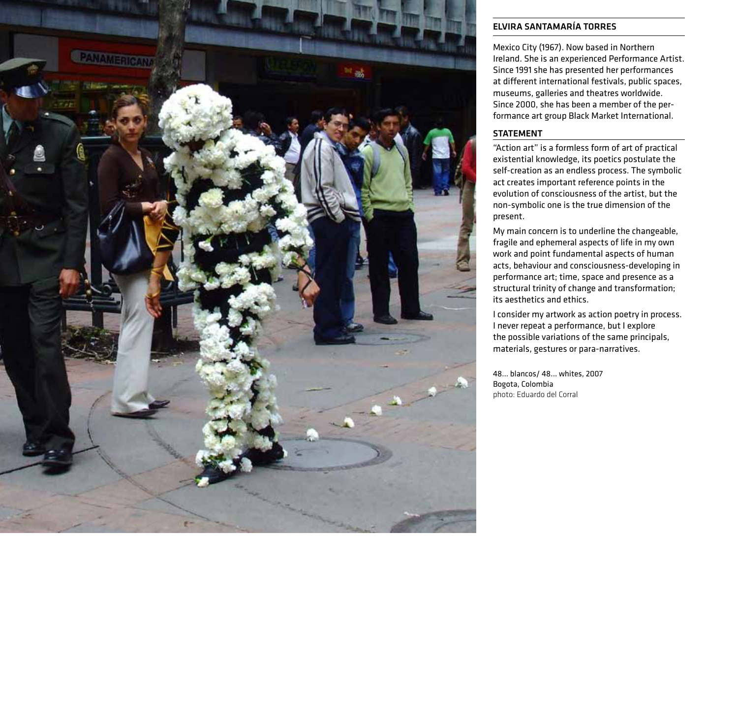## ELVIRA SANTAMARÍA TORRES

Mexico City (1967). Now based in Northern Ireland. She is an experienced Performance Artist. Since 1991 she has presented her performances at different international festivals, public spaces, museums, galleries and theatres worldwide. Since 2000, she has been a member of the performance art group Black Market International.

### STATEMENT

"Action art" is a formless form of art of practical existential knowledge, its poetics postulate the self-creation as an endless process. The symbolic act creates important reference points in the evolution of consciousness of the artist, but the non-symbolic one is the true dimension of the present.

My main concern is to underline the changeable, fragile and ephemeral aspects of life in my own work and point fundamental aspects of human acts, behaviour and consciousness-developing in performance art; time, space and presence as a structural trinity of change and transformation; its aesthetics and ethics.

I consider my artwork as action poetry in process. I never repeat a performance, but I explore the possible variations of the same principals, materials, gestures or para-narratives.

48... blancos/ 48... whites, 2007
Bogota, Colombia
photo: Eduardo del Corral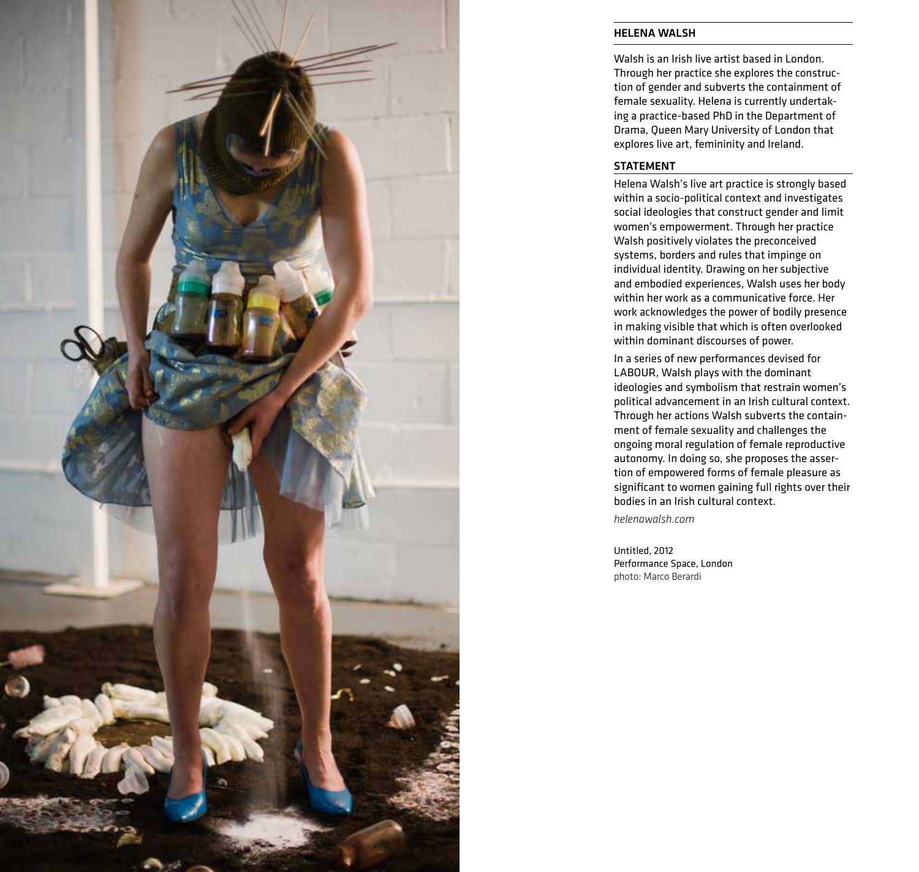## HELENA WALSH

Walsh is an Irish live artist based in London. Through her practice she explores the construction of gender and subverts the containment of female sexuality. Helena is currently undertaking a practice-based PhD in the Department of Drama, Queen Mary University of London that explores live art, femininity and Ireland.

## STATEMENT

Helena Walsh's live art practice is strongly based within a socio-political context and investigates social ideologies that construct gender and limit women's empowerment. Through her practice Walsh positively violates the preconceived systems, borders and rules that impinge on individual identity. Drawing on her subjective and embodied experiences, Walsh uses her body within her work as a communicative force. Her work acknowledges the power of bodily presence in making visible that which is often overlooked within dominant discourses of power.

In a series of new performances devised for LABOUR, Walsh plays with the dominant ideologies and symbolism that restrain women's political advancement in an Irish cultural context. Through her actions Walsh subverts the containment of female sexuality and challenges the ongoing moral regulation of female reproductive autonomy. In doing so, she proposes the assertion of empowered forms of female pleasure as significant to women gaining full rights over their bodies in an Irish cultural context.

*helenawalsh.com*

Untitled, 2012
Performance Space, London
photo: Marco Berardi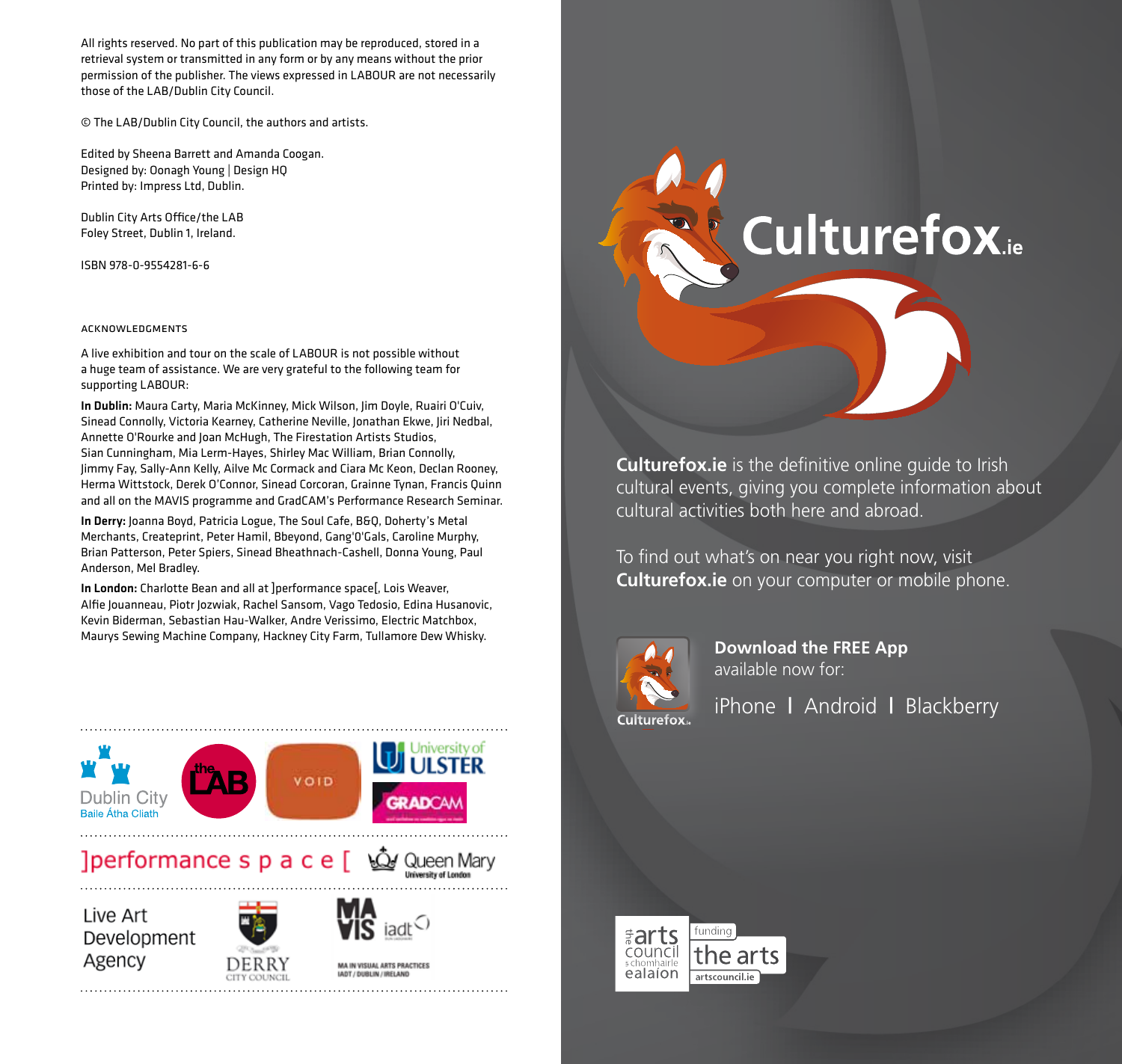All rights reserved. No part of this publication may be reproduced, stored in a retrieval system or transmitted in any form or by any means without the prior permission of the publisher. The views expressed in LABOUR are not necessarily those of the LAB/Dublin City Council.

© The LAB/Dublin City Council, the authors and artists.

Edited by Sheena Barrett and Amanda Coogan.
Designed by: Oonagh Young | Design HQ
Printed by: Impress Ltd, Dublin.

Dublin City Arts Office/the LAB
Foley Street, Dublin 1, Ireland.

ISBN 978-0-9554281-6-6

## ACKNOWLEDGMENTS

A live exhibition and tour on the scale of LABOUR is not possible without a huge team of assistance. We are very grateful to the following team for supporting LABOUR:

**In Dublin:** Maura Carty, Maria McKinney, Mick Wilson, Jim Doyle, Ruairi O'Cuiv, Sinead Connolly, Victoria Kearney, Catherine Neville, Jonathan Ekwe, Jiri Nedbal, Annette O'Rourke and Joan McHugh, The Firestation Artists Studios, Sian Cunningham, Mia Lerm-Hayes, Shirley Mac William, Brian Connolly, Jimmy Fay, Sally-Ann Kelly, Ailve Mc Cormack and Ciara Mc Keon, Declan Rooney, Herma Wittstock, Derek O'Connor, Sinead Corcoran, Grainne Tynan, Francis Quinn and all on the MAVIS programme and GradCAM's Performance Research Seminar.

**In Derry:** Joanna Boyd, Patricia Logue, The Soul Cafe, B&Q, Doherty's Metal Merchants, Createprint, Peter Hamil, Bbeyond, Gang'O'Gals, Caroline Murphy, Brian Patterson, Peter Spiers, Sinead Bheathnach-Cashell, Donna Young, Paul Anderson, Mel Bradley.

**In London:** Charlotte Bean and all at ]performance space[, Lois Weaver, Alfie Jouanneau, Piotr Jozwiak, Rachel Sansom, Vago Tedosio, Edina Husanovic, Kevin Biderman, Sebastian Hau-Walker, Andre Verissimo, Electric Matchbox, Maurys Sewing Machine Company, Hackney City Farm, Tullamore Dew Whisky.

Dublin City
Baile Átha Cliath

the LAB

VOID

University of ULSTER

GRADCAM

]performance s p a c e [

Queen Mary
University of London

Live Art Development Agency

DERRY CITY COUNCIL

MA VIS iadt
MA IN VISUAL ARTS PRACTICES
IADT / DUBLIN / IRELAND

# Culturefox.ie

**Culturefox.ie** is the definitive online guide to Irish cultural events, giving you complete information about cultural activities both here and abroad.

To find out what's on near you right now, visit **Culturefox.ie** on your computer or mobile phone.

**Download the FREE App**
available now for:

iPhone | Android | Blackberry

the arts council
an chomhairle ealaíon

funding the arts
artscouncil.ie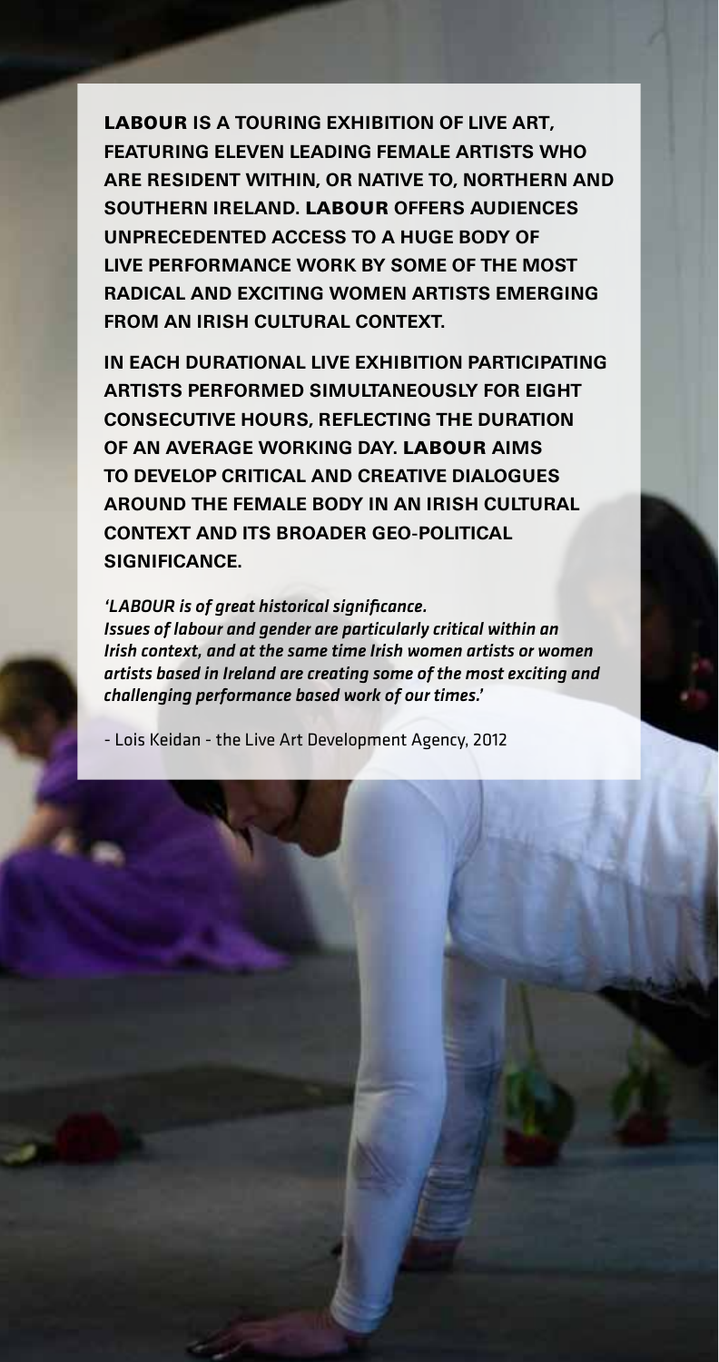**LABOUR** IS A TOURING EXHIBITION OF LIVE ART, FEATURING ELEVEN LEADING FEMALE ARTISTS WHO ARE RESIDENT WITHIN, OR NATIVE TO, NORTHERN AND SOUTHERN IRELAND. **LABOUR** OFFERS AUDIENCES UNPRECEDENTED ACCESS TO A HUGE BODY OF LIVE PERFORMANCE WORK BY SOME OF THE MOST RADICAL AND EXCITING WOMEN ARTISTS EMERGING FROM AN IRISH CULTURAL CONTEXT.

IN EACH DURATIONAL LIVE EXHIBITION PARTICIPATING ARTISTS PERFORMED SIMULTANEOUSLY FOR EIGHT CONSECUTIVE HOURS, REFLECTING THE DURATION OF AN AVERAGE WORKING DAY. **LABOUR** AIMS TO DEVELOP CRITICAL AND CREATIVE DIALOGUES AROUND THE FEMALE BODY IN AN IRISH CULTURAL CONTEXT AND ITS BROADER GEO-POLITICAL SIGNIFICANCE.

*'LABOUR is of great historical significance. Issues of labour and gender are particularly critical within an Irish context, and at the same time Irish women artists or women artists based in Ireland are creating some of the most exciting and challenging performance based work of our times.'*

- Lois Keidan - the Live Art Development Agency, 2012